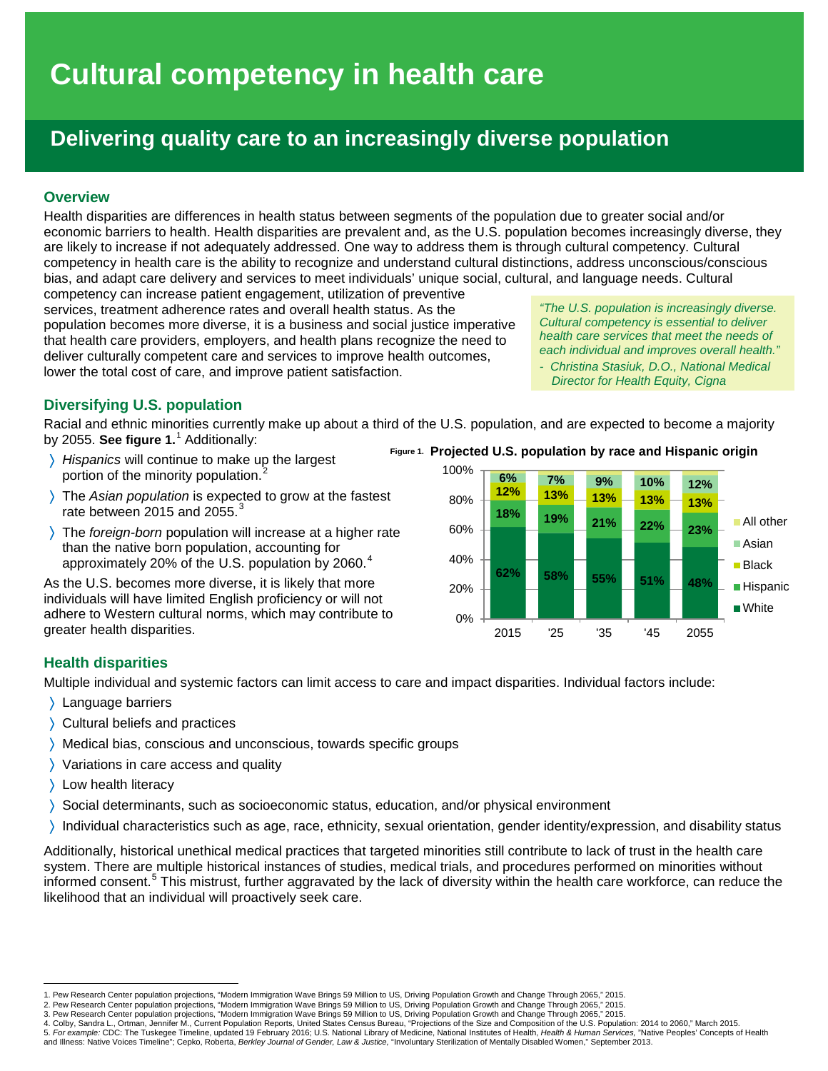# Cultural competency in health care

## Delivering quality care to an increasingly diverse population

### Overview

Health disparities are differences in health status between segments of the population due to greater social and/or economic barriers to health. Health disparities are prevalent and, as the U.S. population becomes increasingly diverse, they are likely to increase if not adequately addressed. One way to address them is through cultural competency. Cultural competency in health care is the ability to recognize and understand cultural distinctions, address unconscious/conscious bias, and adapt care delivery and services to meet individuals' unique social, cultural, and language needs. Cultural competency can increase patient engagement, utilization of preventive services, treatment adherence rates and overall health status. As the population becomes more diverse, it is a business and social justice imperative that health care providers, employers, and health plans recognize the need to deliver culturally competent care and services to improve health outcomes, lower the total cost of care, and improve patient satisfaction.

> *"The U.S. population is increasingly diverse. Cultural competency is essential to deliver health care services that meet the needs of each individual and improves overall health."*
> *- Christina Stasiuk, D.O., National Medical Director for Health Equity, Cigna*

### Diversifying U.S. population

Racial and ethnic minorities currently make up about a third of the U.S. population, and are expected to become a majority by 2055. **See figure 1.**[1] Additionally:

- *Hispanics* will continue to make up the largest portion of the minority population.[2]
- The *Asian population* is expected to grow at the fastest rate between 2015 and 2055.[3]
- The *foreign-born* population will increase at a higher rate than the native born population, accounting for approximately 20% of the U.S. population by 2060.[4]

As the U.S. becomes more diverse, it is likely that more individuals will have limited English proficiency or will not adhere to Western cultural norms, which may contribute to greater health disparities.

**Figure 1. Projected U.S. population by race and Hispanic origin**

| | 2015 | '25 | '35 | '45 | 2055 |
|---|---|---|---|---|---|
| All other | | | | | |
| Asian | 6% | 7% | 9% | 10% | 12% |
| Black | 12% | 13% | 13% | 13% | 13% |
| Hispanic | 18% | 19% | 21% | 22% | 23% |
| White | 62% | 58% | 55% | 51% | 48% |

### Health disparities

Multiple individual and systemic factors can limit access to care and impact disparities. Individual factors include:

- Language barriers
- Cultural beliefs and practices
- Medical bias, conscious and unconscious, towards specific groups
- Variations in care access and quality
- Low health literacy
- Social determinants, such as socioeconomic status, education, and/or physical environment
- Individual characteristics such as age, race, ethnicity, sexual orientation, gender identity/expression, and disability status

Additionally, historical unethical medical practices that targeted minorities still contribute to lack of trust in the health care system. There are multiple historical instances of studies, medical trials, and procedures performed on minorities without informed consent.[5] This mistrust, further aggravated by the lack of diversity within the health care workforce, can reduce the likelihood that an individual will proactively seek care.

---

1. Pew Research Center population projections, "Modern Immigration Wave Brings 59 Million to US, Driving Population Growth and Change Through 2065," 2015.
2. Pew Research Center population projections, "Modern Immigration Wave Brings 59 Million to US, Driving Population Growth and Change Through 2065," 2015.
3. Pew Research Center population projections, "Modern Immigration Wave Brings 59 Million to US, Driving Population Growth and Change Through 2065," 2015.
4. Colby, Sandra L., Ortman, Jennifer M., Current Population Reports, United States Census Bureau, "Projections of the Size and Composition of the U.S. Population: 2014 to 2060," March 2015.
5. *For example:* CDC: The Tuskegee Timeline, updated 19 February 2016; U.S. National Library of Medicine, National Institutes of Health, *Health & Human Services,* "Native Peoples' Concepts of Health and Illness: Native Voices Timeline"; Cepko, Roberta, *Berkley Journal of Gender, Law & Justice,* "Involuntary Sterilization of Mentally Disabled Women," September 2013.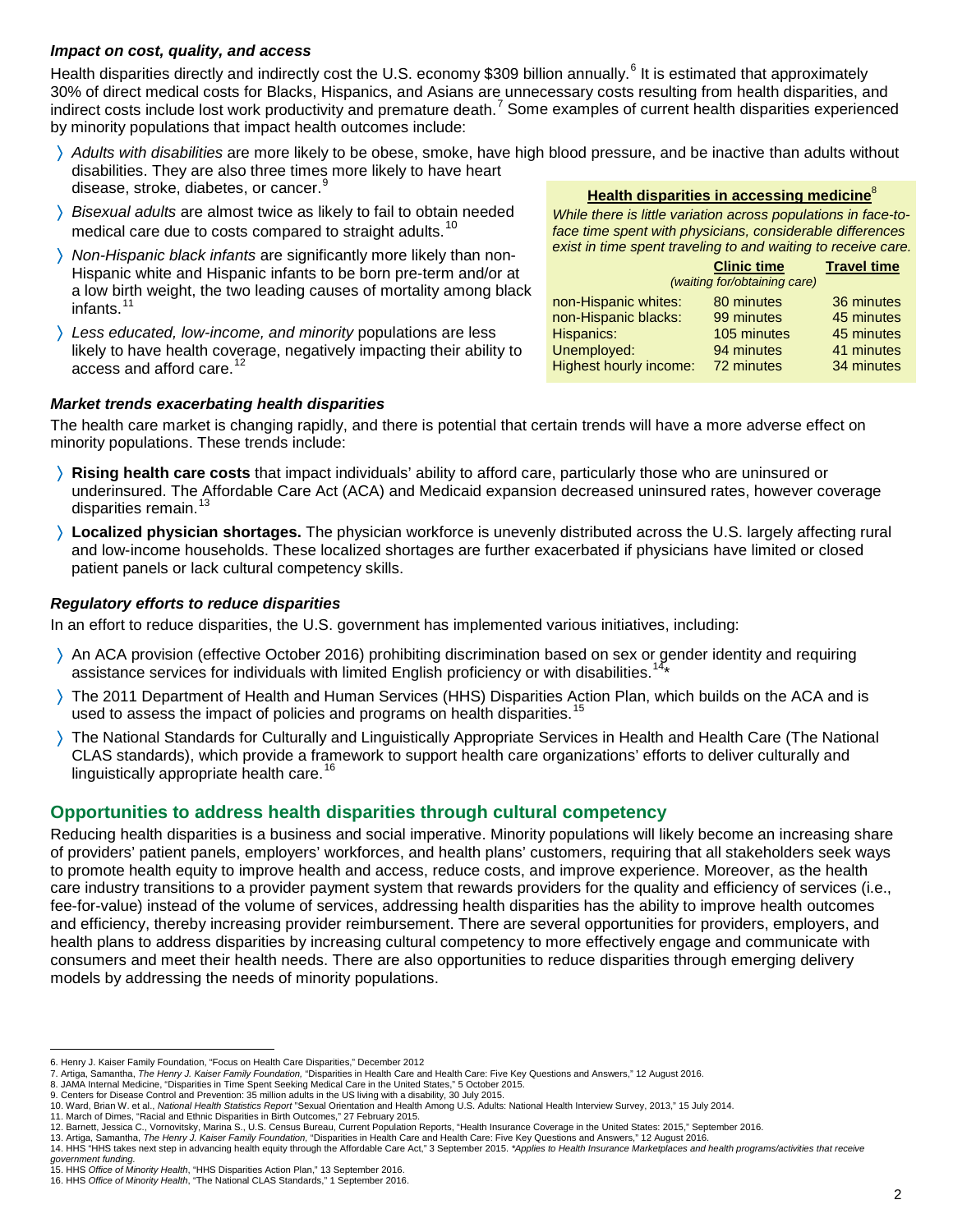### *Impact on cost, quality, and access*

Health disparities directly and indirectly cost the U.S. economy $309 billion annually.[6] It is estimated that approximately 30% of direct medical costs for Blacks, Hispanics, and Asians are unnecessary costs resulting from health disparities, and indirect costs include lost work productivity and premature death.[7] Some examples of current health disparities experienced by minority populations that impact health outcomes include:

- *Adults with disabilities* are more likely to be obese, smoke, have high blood pressure, and be inactive than adults without disabilities. They are also three times more likely to have heart disease, stroke, diabetes, or cancer.[9]
- *Bisexual adults* are almost twice as likely to fail to obtain needed medical care due to costs compared to straight adults.[10]
- *Non-Hispanic black infants* are significantly more likely than non-Hispanic white and Hispanic infants to be born pre-term and/or at a low birth weight, the two leading causes of mortality among black infants.[11]
- *Less educated, low-income, and minority* populations are less likely to have health coverage, negatively impacting their ability to access and afford care.[12]

**Health disparities in accessing medicine**[8]

*While there is little variation across populations in face-to-face time spent with physicians, considerable differences exist in time spent traveling to and waiting to receive care.*

| | Clinic time *(waiting for/obtaining care)* | Travel time |
|---|---|---|
| non-Hispanic whites: | 80 minutes | 36 minutes |
| non-Hispanic blacks: | 99 minutes | 45 minutes |
| Hispanics: | 105 minutes | 45 minutes |
| Unemployed: | 94 minutes | 41 minutes |
| Highest hourly income: | 72 minutes | 34 minutes |

### *Market trends exacerbating health disparities*

The health care market is changing rapidly, and there is potential that certain trends will have a more adverse effect on minority populations. These trends include:

- **Rising health care costs** that impact individuals' ability to afford care, particularly those who are uninsured or underinsured. The Affordable Care Act (ACA) and Medicaid expansion decreased uninsured rates, however coverage disparities remain.[13]
- **Localized physician shortages.** The physician workforce is unevenly distributed across the U.S. largely affecting rural and low-income households. These localized shortages are further exacerbated if physicians have limited or closed patient panels or lack cultural competency skills.

### *Regulatory efforts to reduce disparities*

In an effort to reduce disparities, the U.S. government has implemented various initiatives, including:

- An ACA provision (effective October 2016) prohibiting discrimination based on sex or gender identity and requiring assistance services for individuals with limited English proficiency or with disabilities.[14]*
- The 2011 Department of Health and Human Services (HHS) Disparities Action Plan, which builds on the ACA and is used to assess the impact of policies and programs on health disparities.[15]
- The National Standards for Culturally and Linguistically Appropriate Services in Health and Health Care (The National CLAS standards), which provide a framework to support health care organizations' efforts to deliver culturally and linguistically appropriate health care.[16]

## Opportunities to address health disparities through cultural competency

Reducing health disparities is a business and social imperative. Minority populations will likely become an increasing share of providers' patient panels, employers' workforces, and health plans' customers, requiring that all stakeholders seek ways to promote health equity to improve health and access, reduce costs, and improve experience. Moreover, as the health care industry transitions to a provider payment system that rewards providers for the quality and efficiency of services (i.e., fee-for-value) instead of the volume of services, addressing health disparities has the ability to improve health outcomes and efficiency, thereby increasing provider reimbursement. There are several opportunities for providers, employers, and health plans to address disparities by increasing cultural competency to more effectively engage and communicate with consumers and meet their health needs. There are also opportunities to reduce disparities through emerging delivery models by addressing the needs of minority populations.

---

6. Henry J. Kaiser Family Foundation, "Focus on Health Care Disparities," December 2012
7. Artiga, Samantha, *The Henry J. Kaiser Family Foundation,* "Disparities in Health Care and Health Care: Five Key Questions and Answers," 12 August 2016.
8. JAMA Internal Medicine, "Disparities in Time Spent Seeking Medical Care in the United States," 5 October 2015.
9. Centers for Disease Control and Prevention: 35 million adults in the US living with a disability, 30 July 2015.
10. Ward, Brian W. et al., *National Health Statistics Report* "Sexual Orientation and Health Among U.S. Adults: National Health Interview Survey, 2013," 15 July 2014.
11. March of Dimes, "Racial and Ethnic Disparities in Birth Outcomes," 27 February 2015.
12. Barnett, Jessica C., Vornovitsky, Marina S., U.S. Census Bureau, Current Population Reports, "Health Insurance Coverage in the United States: 2015," September 2016.
13. Artiga, Samantha, *The Henry J. Kaiser Family Foundation,* "Disparities in Health Care and Health Care: Five Key Questions and Answers," 12 August 2016.
14. HHS "HHS takes next step in advancing health equity through the Affordable Care Act," 3 September 2015. *\*Applies to Health Insurance Marketplaces and health programs/activities that receive government funding.*
15. HHS *Office of Minority Health*, "HHS Disparities Action Plan," 13 September 2016.
16. HHS *Office of Minority Health*, "The National CLAS Standards," 1 September 2016.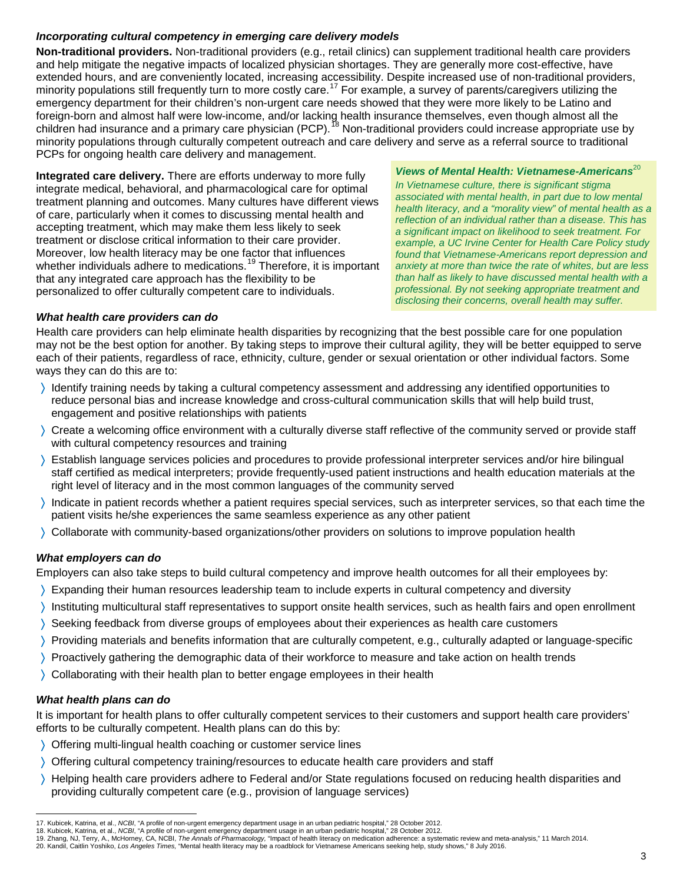### *Incorporating cultural competency in emerging care delivery models*

**Non-traditional providers.** Non-traditional providers (e.g., retail clinics) can supplement traditional health care providers and help mitigate the negative impacts of localized physician shortages. They are generally more cost-effective, have extended hours, and are conveniently located, increasing accessibility. Despite increased use of non-traditional providers, minority populations still frequently turn to more costly care.[17] For example, a survey of parents/caregivers utilizing the emergency department for their children's non-urgent care needs showed that they were more likely to be Latino and foreign-born and almost half were low-income, and/or lacking health insurance themselves, even though almost all the children had insurance and a primary care physician (PCP).[18] Non-traditional providers could increase appropriate use by minority populations through culturally competent outreach and care delivery and serve as a referral source to traditional PCPs for ongoing health care delivery and management.

**Integrated care delivery.** There are efforts underway to more fully integrate medical, behavioral, and pharmacological care for optimal treatment planning and outcomes. Many cultures have different views of care, particularly when it comes to discussing mental health and accepting treatment, which may make them less likely to seek treatment or disclose critical information to their care provider. Moreover, low health literacy may be one factor that influences whether individuals adhere to medications.[19] Therefore, it is important that any integrated care approach has the flexibility to be personalized to offer culturally competent care to individuals.

> ***Views of Mental Health: Vietnamese-Americans***[20]
>
> *In Vietnamese culture, there is significant stigma associated with mental health, in part due to low mental health literacy, and a "morality view" of mental health as a reflection of an individual rather than a disease. This has a significant impact on likelihood to seek treatment. For example, a UC Irvine Center for Health Care Policy study found that Vietnamese-Americans report depression and anxiety at more than twice the rate of whites, but are less than half as likely to have discussed mental health with a professional. By not seeking appropriate treatment and disclosing their concerns, overall health may suffer.*

### *What health care providers can do*

Health care providers can help eliminate health disparities by recognizing that the best possible care for one population may not be the best option for another. By taking steps to improve their cultural agility, they will be better equipped to serve each of their patients, regardless of race, ethnicity, culture, gender or sexual orientation or other individual factors. Some ways they can do this are to:

- Identify training needs by taking a cultural competency assessment and addressing any identified opportunities to reduce personal bias and increase knowledge and cross-cultural communication skills that will help build trust, engagement and positive relationships with patients
- Create a welcoming office environment with a culturally diverse staff reflective of the community served or provide staff with cultural competency resources and training
- Establish language services policies and procedures to provide professional interpreter services and/or hire bilingual staff certified as medical interpreters; provide frequently-used patient instructions and health education materials at the right level of literacy and in the most common languages of the community served
- Indicate in patient records whether a patient requires special services, such as interpreter services, so that each time the patient visits he/she experiences the same seamless experience as any other patient
- Collaborate with community-based organizations/other providers on solutions to improve population health

### *What employers can do*

Employers can also take steps to build cultural competency and improve health outcomes for all their employees by:

- Expanding their human resources leadership team to include experts in cultural competency and diversity
- Instituting multicultural staff representatives to support onsite health services, such as health fairs and open enrollment
- Seeking feedback from diverse groups of employees about their experiences as health care customers
- Providing materials and benefits information that are culturally competent, e.g., culturally adapted or language-specific
- Proactively gathering the demographic data of their workforce to measure and take action on health trends
- Collaborating with their health plan to better engage employees in their health

### *What health plans can do*

It is important for health plans to offer culturally competent services to their customers and support health care providers' efforts to be culturally competent. Health plans can do this by:

- Offering multi-lingual health coaching or customer service lines
- Offering cultural competency training/resources to educate health care providers and staff
- Helping health care providers adhere to Federal and/or State regulations focused on reducing health disparities and providing culturally competent care (e.g., provision of language services)

---

17. Kubicek, Katrina, et al., *NCBI*, "A profile of non-urgent emergency department usage in an urban pediatric hospital," 28 October 2012.
18. Kubicek, Katrina, et al., *NCBI*, "A profile of non-urgent emergency department usage in an urban pediatric hospital," 28 October 2012.
19. Zhang, NJ, Terry, A., McHorney, CA, NCBI, *The Annals of Pharmacology*, "Impact of health literacy on medication adherence: a systematic review and meta-analysis," 11 March 2014.
20. Kandil, Caitlin Yoshiko, *Los Angeles Times*, "Mental health literacy may be a roadblock for Vietnamese Americans seeking help, study shows," 8 July 2016.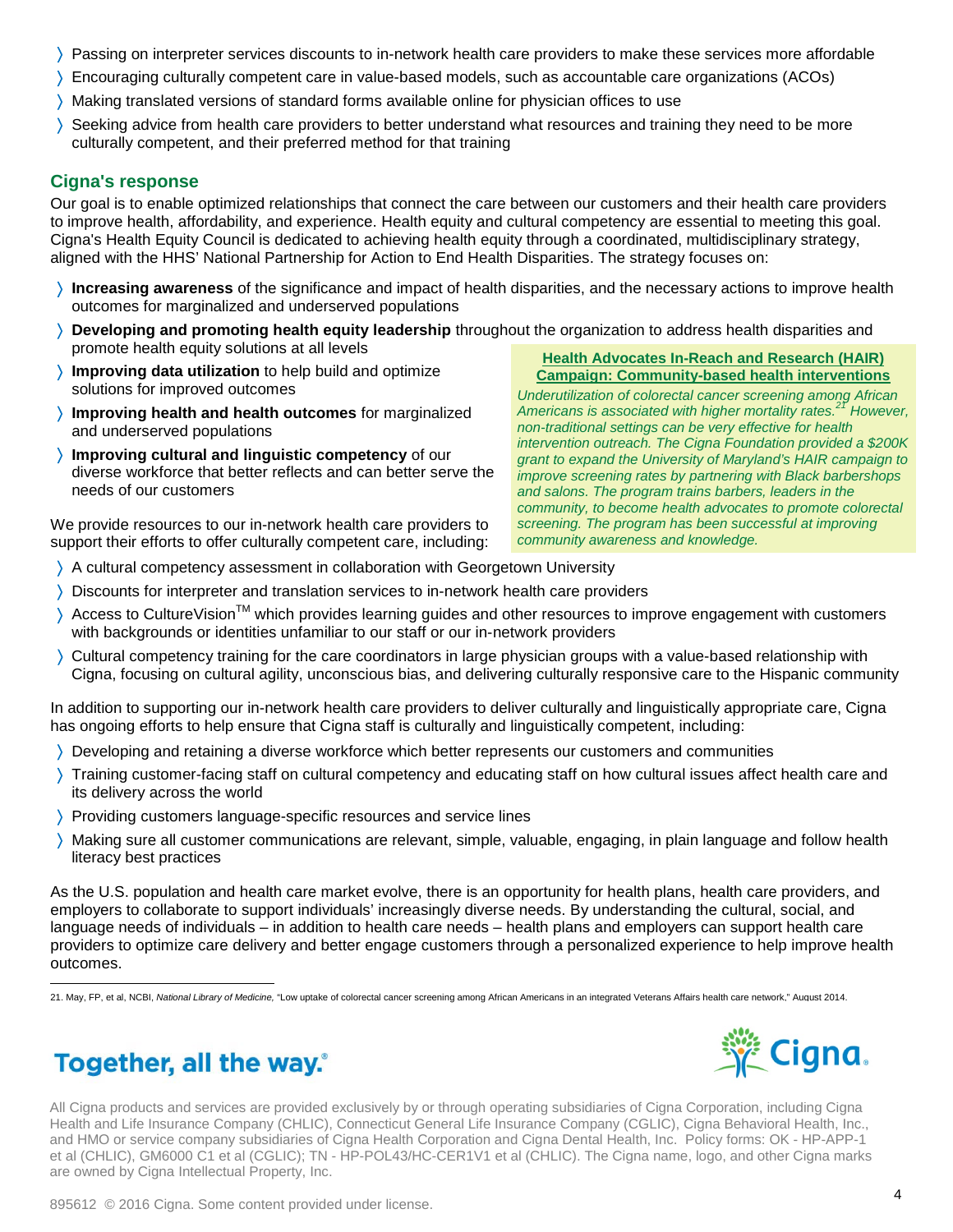- Passing on interpreter services discounts to in-network health care providers to make these services more affordable
- Encouraging culturally competent care in value-based models, such as accountable care organizations (ACOs)
- Making translated versions of standard forms available online for physician offices to use
- Seeking advice from health care providers to better understand what resources and training they need to be more culturally competent, and their preferred method for that training

## Cigna's response

Our goal is to enable optimized relationships that connect the care between our customers and their health care providers to improve health, affordability, and experience. Health equity and cultural competency are essential to meeting this goal. Cigna's Health Equity Council is dedicated to achieving health equity through a coordinated, multidisciplinary strategy, aligned with the HHS' National Partnership for Action to End Health Disparities. The strategy focuses on:

- **Increasing awareness** of the significance and impact of health disparities, and the necessary actions to improve health outcomes for marginalized and underserved populations
- **Developing and promoting health equity leadership** throughout the organization to address health disparities and promote health equity solutions at all levels
- **Improving data utilization** to help build and optimize solutions for improved outcomes
- **Improving health and health outcomes** for marginalized and underserved populations
- **Improving cultural and linguistic competency** of our diverse workforce that better reflects and can better serve the needs of our customers

**Health Advocates In-Reach and Research (HAIR) Campaign: Community-based health interventions**

*Underutilization of colorectal cancer screening among African Americans is associated with higher mortality rates.[21] However, non-traditional settings can be very effective for health intervention outreach. The Cigna Foundation provided a $200K grant to expand the University of Maryland's HAIR campaign to improve screening rates by partnering with Black barbershops and salons. The program trains barbers, leaders in the community, to become health advocates to promote colorectal screening. The program has been successful at improving community awareness and knowledge.*

We provide resources to our in-network health care providers to support their efforts to offer culturally competent care, including:

- A cultural competency assessment in collaboration with Georgetown University
- Discounts for interpreter and translation services to in-network health care providers
- Access to CultureVision™ which provides learning guides and other resources to improve engagement with customers with backgrounds or identities unfamiliar to our staff or our in-network providers
- Cultural competency training for the care coordinators in large physician groups with a value-based relationship with Cigna, focusing on cultural agility, unconscious bias, and delivering culturally responsive care to the Hispanic community

In addition to supporting our in-network health care providers to deliver culturally and linguistically appropriate care, Cigna has ongoing efforts to help ensure that Cigna staff is culturally and linguistically competent, including:

- Developing and retaining a diverse workforce which better represents our customers and communities
- Training customer-facing staff on cultural competency and educating staff on how cultural issues affect health care and its delivery across the world
- Providing customers language-specific resources and service lines
- Making sure all customer communications are relevant, simple, valuable, engaging, in plain language and follow health literacy best practices

As the U.S. population and health care market evolve, there is an opportunity for health plans, health care providers, and employers to collaborate to support individuals' increasingly diverse needs. By understanding the cultural, social, and language needs of individuals – in addition to health care needs – health plans and employers can support health care providers to optimize care delivery and better engage customers through a personalized experience to help improve health outcomes.

---

21. May, FP, et al, NCBI, *National Library of Medicine,* "Low uptake of colorectal cancer screening among African Americans in an integrated Veterans Affairs health care network," August 2014.

Together, all the way.®

Cigna.

All Cigna products and services are provided exclusively by or through operating subsidiaries of Cigna Corporation, including Cigna Health and Life Insurance Company (CHLIC), Connecticut General Life Insurance Company (CGLIC), Cigna Behavioral Health, Inc., and HMO or service company subsidiaries of Cigna Health Corporation and Cigna Dental Health, Inc. Policy forms: OK - HP-APP-1 et al (CHLIC), GM6000 C1 et al (CGLIC); TN - HP-POL43/HC-CER1V1 et al (CHLIC). The Cigna name, logo, and other Cigna marks are owned by Cigna Intellectual Property, Inc.

895612 © 2016 Cigna. Some content provided under license.